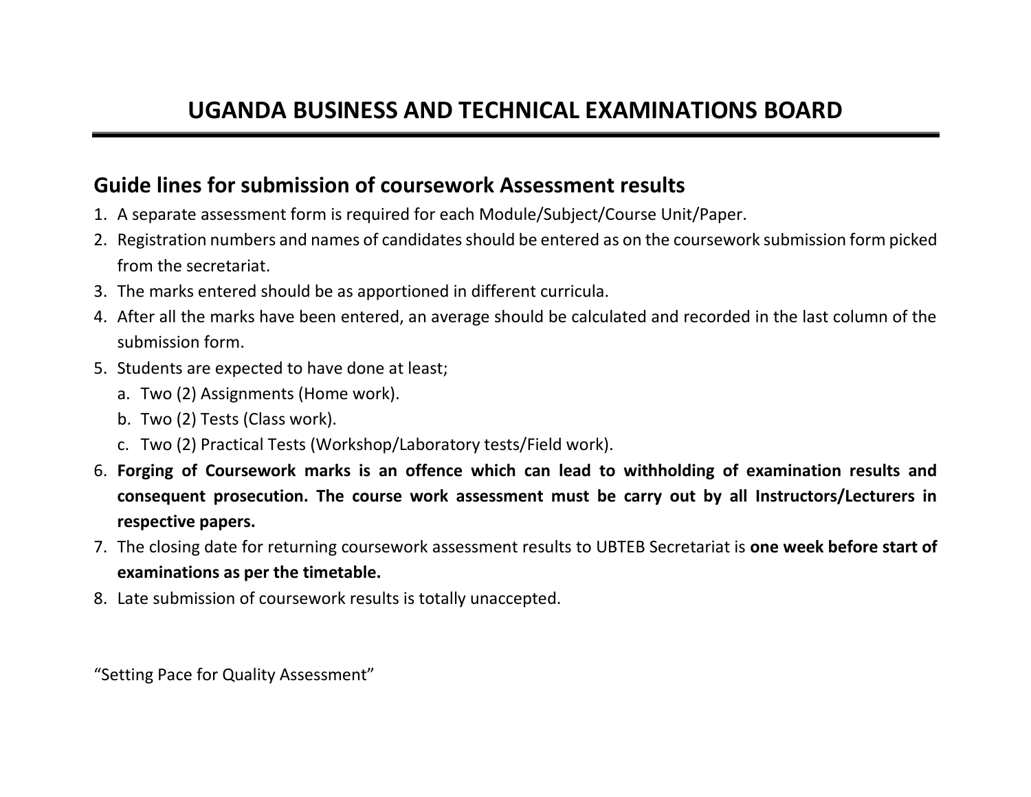# UGANDA BUSINESS AND TECHNICAL EXAMINATIONS BOARD

## Guide lines for submission of coursework Assessment results

1. A separate assessment form is required for each Module/Subject/Course Unit/Paper.
2. Registration numbers and names of candidates should be entered as on the coursework submission form picked from the secretariat.
3. The marks entered should be as apportioned in different curricula.
4. After all the marks have been entered, an average should be calculated and recorded in the last column of the submission form.
5. Students are expected to have done at least;
   a. Two (2) Assignments (Home work).
   b. Two (2) Tests (Class work).
   c. Two (2) Practical Tests (Workshop/Laboratory tests/Field work).
6. **Forging of Coursework marks is an offence which can lead to withholding of examination results and consequent prosecution. The course work assessment must be carry out by all Instructors/Lecturers in respective papers.**
7. The closing date for returning coursework assessment results to UBTEB Secretariat is **one week before start of examinations as per the timetable.**
8. Late submission of coursework results is totally unaccepted.

"Setting Pace for Quality Assessment"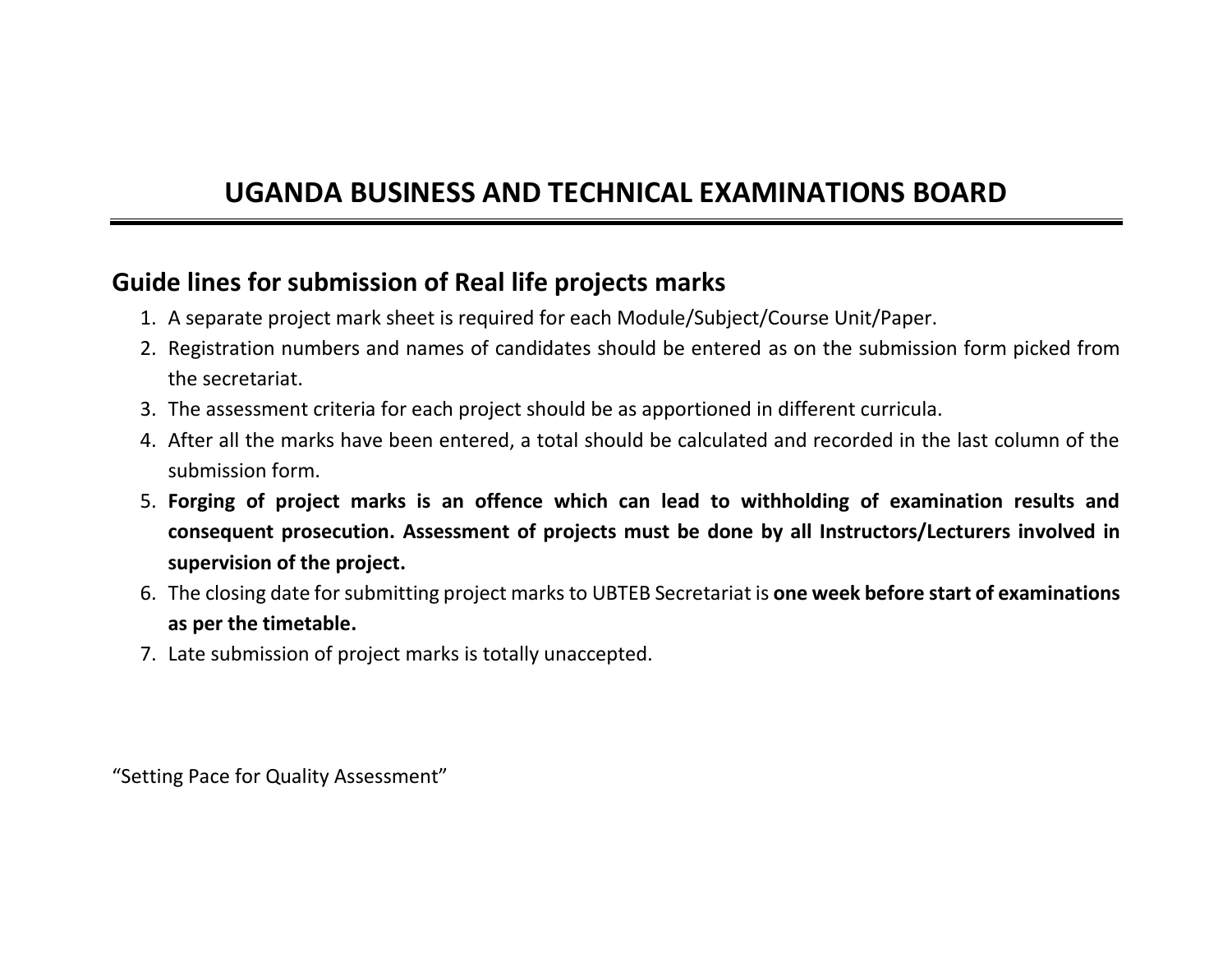# UGANDA BUSINESS AND TECHNICAL EXAMINATIONS BOARD

## Guide lines for submission of Real life projects marks

1. A separate project mark sheet is required for each Module/Subject/Course Unit/Paper.
2. Registration numbers and names of candidates should be entered as on the submission form picked from the secretariat.
3. The assessment criteria for each project should be as apportioned in different curricula.
4. After all the marks have been entered, a total should be calculated and recorded in the last column of the submission form.
5. **Forging of project marks is an offence which can lead to withholding of examination results and consequent prosecution. Assessment of projects must be done by all Instructors/Lecturers involved in supervision of the project.**
6. The closing date for submitting project marks to UBTEB Secretariat is **one week before start of examinations as per the timetable.**
7. Late submission of project marks is totally unaccepted.

"Setting Pace for Quality Assessment"